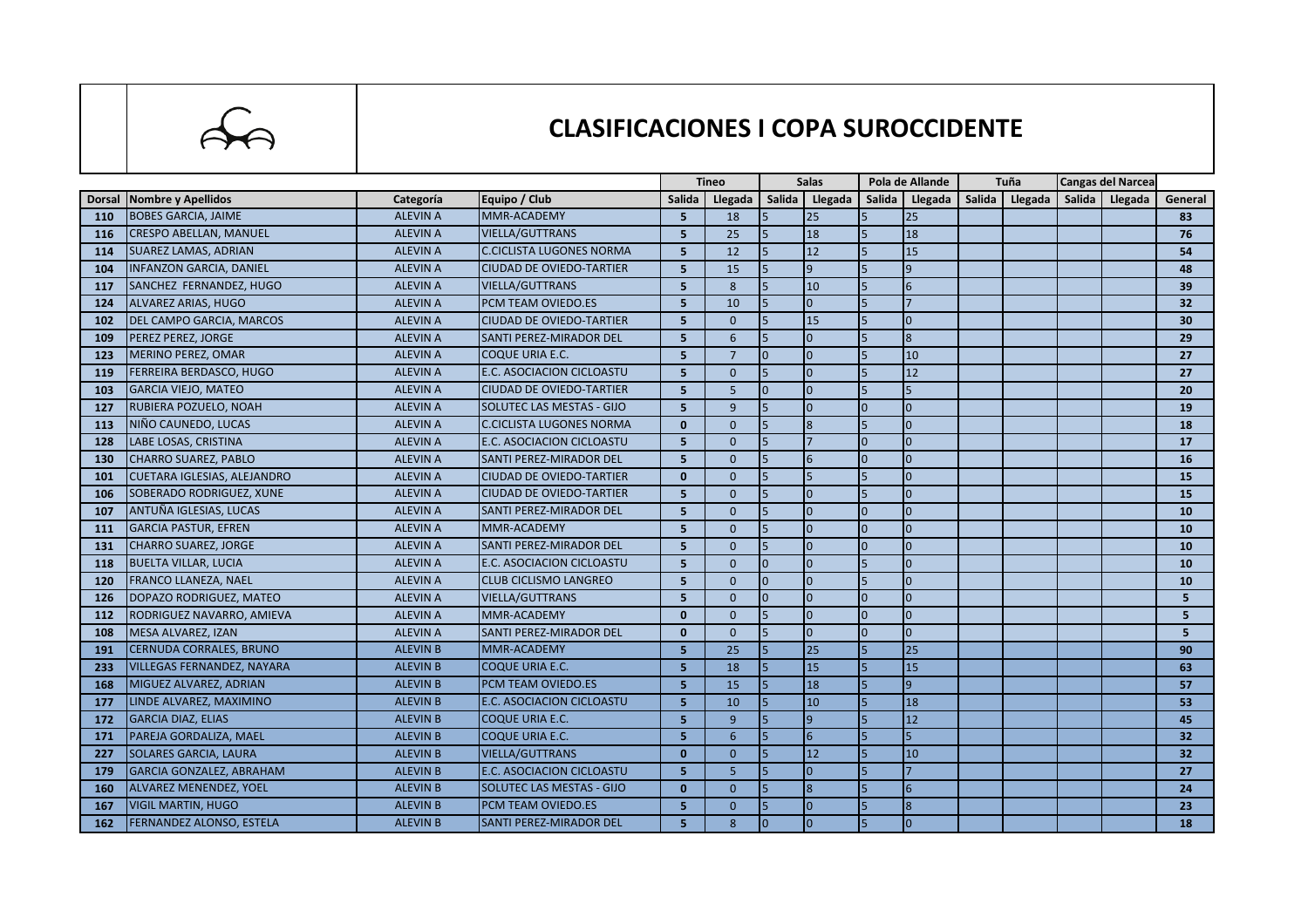# CLASIFICACIONES I COPA SUROCCIDENTE

| | | | | Tineo | | Salas | | Pola de Allande | | Tuña | | Cangas del Narcea | | |
|---|---|---|---|---|---|---|---|---|---|---|---|---|---|---|
| Dorsal | Nombre y Apellidos | Categoría | Equipo / Club | Salida | Llegada | Salida | Llegada | Salida | Llegada | Salida | Llegada | Salida | Llegada | General |
| 110 | BOBES GARCIA, JAIME | ALEVIN A | MMR-ACADEMY | 5 | 18 | 5 | 25 | 5 | 25 | | | | | 83 |
| 116 | CRESPO ABELLAN, MANUEL | ALEVIN A | VIELLA/GUTTRANS | 5 | 25 | 5 | 18 | 5 | 18 | | | | | 76 |
| 114 | SUAREZ LAMAS, ADRIAN | ALEVIN A | C.CICLISTA LUGONES NORMA | 5 | 12 | 5 | 12 | 5 | 15 | | | | | 54 |
| 104 | INFANZON GARCIA, DANIEL | ALEVIN A | CIUDAD DE OVIEDO-TARTIER | 5 | 15 | 5 | 9 | 5 | 9 | | | | | 48 |
| 117 | SANCHEZ FERNANDEZ, HUGO | ALEVIN A | VIELLA/GUTTRANS | 5 | 8 | 5 | 10 | 5 | 6 | | | | | 39 |
| 124 | ALVAREZ ARIAS, HUGO | ALEVIN A | PCM TEAM OVIEDO.ES | 5 | 10 | 5 | 0 | 5 | 7 | | | | | 32 |
| 102 | DEL CAMPO GARCIA, MARCOS | ALEVIN A | CIUDAD DE OVIEDO-TARTIER | 5 | 0 | 5 | 15 | 5 | 0 | | | | | 30 |
| 109 | PEREZ PEREZ, JORGE | ALEVIN A | SANTI PEREZ-MIRADOR DEL | 5 | 6 | 5 | 0 | 5 | 8 | | | | | 29 |
| 123 | MERINO PEREZ, OMAR | ALEVIN A | COQUE URIA E.C. | 5 | 7 | 0 | 0 | 5 | 10 | | | | | 27 |
| 119 | FERREIRA BERDASCO, HUGO | ALEVIN A | E.C. ASOCIACION CICLOASTU | 5 | 0 | 5 | 0 | 5 | 12 | | | | | 27 |
| 103 | GARCIA VIEJO, MATEO | ALEVIN A | CIUDAD DE OVIEDO-TARTIER | 5 | 5 | 0 | 0 | 5 | 5 | | | | | 20 |
| 127 | RUBIERA POZUELO, NOAH | ALEVIN A | SOLUTEC LAS MESTAS - GIJO | 5 | 9 | 5 | 0 | 0 | 0 | | | | | 19 |
| 113 | NIÑO CAUNEDO, LUCAS | ALEVIN A | C.CICLISTA LUGONES NORMA | 0 | 0 | 5 | 8 | 5 | 0 | | | | | 18 |
| 128 | LABE LOSAS, CRISTINA | ALEVIN A | E.C. ASOCIACION CICLOASTU | 5 | 0 | 5 | 7 | 0 | 0 | | | | | 17 |
| 130 | CHARRO SUAREZ, PABLO | ALEVIN A | SANTI PEREZ-MIRADOR DEL | 5 | 0 | 5 | 6 | 0 | 0 | | | | | 16 |
| 101 | CUETARA IGLESIAS, ALEJANDRO | ALEVIN A | CIUDAD DE OVIEDO-TARTIER | 0 | 0 | 5 | 5 | 5 | 0 | | | | | 15 |
| 106 | SOBERADO RODRIGUEZ, XUNE | ALEVIN A | CIUDAD DE OVIEDO-TARTIER | 5 | 0 | 5 | 0 | 5 | 0 | | | | | 15 |
| 107 | ANTUÑA IGLESIAS, LUCAS | ALEVIN A | SANTI PEREZ-MIRADOR DEL | 5 | 0 | 5 | 0 | 0 | 0 | | | | | 10 |
| 111 | GARCIA PASTUR, EFREN | ALEVIN A | MMR-ACADEMY | 5 | 0 | 5 | 0 | 0 | 0 | | | | | 10 |
| 131 | CHARRO SUAREZ, JORGE | ALEVIN A | SANTI PEREZ-MIRADOR DEL | 5 | 0 | 5 | 0 | 0 | 0 | | | | | 10 |
| 118 | BUELTA VILLAR, LUCIA | ALEVIN A | E.C. ASOCIACION CICLOASTU | 5 | 0 | 0 | 0 | 5 | 0 | | | | | 10 |
| 120 | FRANCO LLANEZA, NAEL | ALEVIN A | CLUB CICLISMO LANGREO | 5 | 0 | 0 | 0 | 5 | 0 | | | | | 10 |
| 126 | DOPAZO RODRIGUEZ, MATEO | ALEVIN A | VIELLA/GUTTRANS | 5 | 0 | 0 | 0 | 0 | 0 | | | | | 5 |
| 112 | RODRIGUEZ NAVARRO, AMIEVA | ALEVIN A | MMR-ACADEMY | 0 | 0 | 5 | 0 | 0 | 0 | | | | | 5 |
| 108 | MESA ALVAREZ, IZAN | ALEVIN A | SANTI PEREZ-MIRADOR DEL | 0 | 0 | 5 | 0 | 0 | 0 | | | | | 5 |
| 191 | CERNUDA CORRALES, BRUNO | ALEVIN B | MMR-ACADEMY | 5 | 25 | 5 | 25 | 5 | 25 | | | | | 90 |
| 233 | VILLEGAS FERNANDEZ, NAYARA | ALEVIN B | COQUE URIA E.C. | 5 | 18 | 5 | 15 | 5 | 15 | | | | | 63 |
| 168 | MIGUEZ ALVAREZ, ADRIAN | ALEVIN B | PCM TEAM OVIEDO.ES | 5 | 15 | 5 | 18 | 5 | 9 | | | | | 57 |
| 177 | LINDE ALVAREZ, MAXIMINO | ALEVIN B | E.C. ASOCIACION CICLOASTU | 5 | 10 | 5 | 10 | 5 | 18 | | | | | 53 |
| 172 | GARCIA DIAZ, ELIAS | ALEVIN B | COQUE URIA E.C. | 5 | 9 | 5 | 9 | 5 | 12 | | | | | 45 |
| 171 | PAREJA GORDALIZA, MAEL | ALEVIN B | COQUE URIA E.C. | 5 | 6 | 5 | 6 | 5 | 5 | | | | | 32 |
| 227 | SOLARES GARCIA, LAURA | ALEVIN B | VIELLA/GUTTRANS | 0 | 0 | 5 | 12 | 5 | 10 | | | | | 32 |
| 179 | GARCIA GONZALEZ, ABRAHAM | ALEVIN B | E.C. ASOCIACION CICLOASTU | 5 | 5 | 5 | 0 | 5 | 7 | | | | | 27 |
| 160 | ALVAREZ MENENDEZ, YOEL | ALEVIN B | SOLUTEC LAS MESTAS - GIJO | 0 | 0 | 5 | 8 | 5 | 6 | | | | | 24 |
| 167 | VIGIL MARTIN, HUGO | ALEVIN B | PCM TEAM OVIEDO.ES | 5 | 0 | 5 | 0 | 5 | 8 | | | | | 23 |
| 162 | FERNANDEZ ALONSO, ESTELA | ALEVIN B | SANTI PEREZ-MIRADOR DEL | 5 | 8 | 0 | 0 | 5 | 0 | | | | | 18 |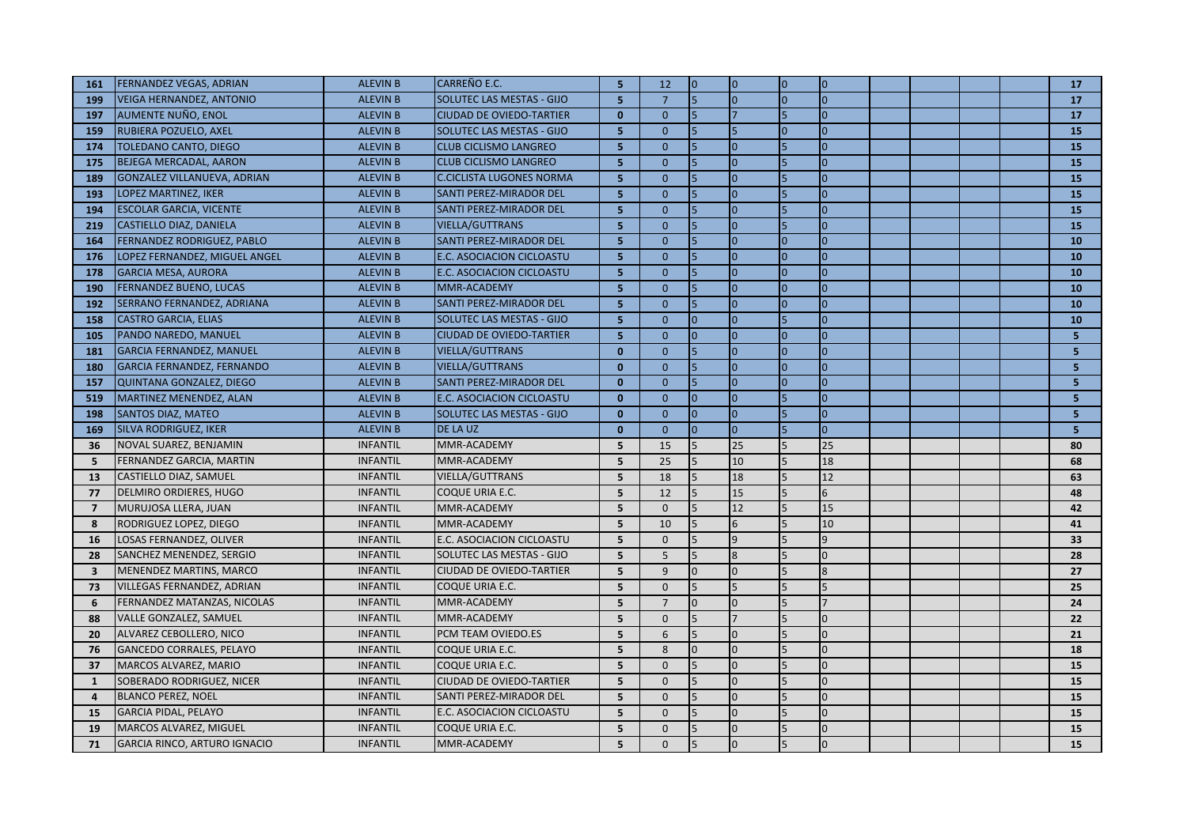| | | | | | | | | | | | | | | |
|---|---|---|---|---|---|---|---|---|---|---|---|---|---|---|
| 161 | FERNANDEZ VEGAS, ADRIAN | ALEVIN B | CARREÑO E.C. | 5 | 12 | 0 | 0 | 0 | 0 | | | | | 17 |
| 199 | VEIGA HERNANDEZ, ANTONIO | ALEVIN B | SOLUTEC LAS MESTAS - GIJO | 5 | 7 | 5 | 0 | 0 | 0 | | | | | 17 |
| 197 | AUMENTE NUÑO, ENOL | ALEVIN B | CIUDAD DE OVIEDO-TARTIER | 0 | 0 | 5 | 7 | 5 | 0 | | | | | 17 |
| 159 | RUBIERA POZUELO, AXEL | ALEVIN B | SOLUTEC LAS MESTAS - GIJO | 5 | 0 | 5 | 5 | 0 | 0 | | | | | 15 |
| 174 | TOLEDANO CANTO, DIEGO | ALEVIN B | CLUB CICLISMO LANGREO | 5 | 0 | 5 | 0 | 5 | 0 | | | | | 15 |
| 175 | BEJEGA MERCADAL, AARON | ALEVIN B | CLUB CICLISMO LANGREO | 5 | 0 | 5 | 0 | 5 | 0 | | | | | 15 |
| 189 | GONZALEZ VILLANUEVA, ADRIAN | ALEVIN B | C.CICLISTA LUGONES NORMA | 5 | 0 | 5 | 0 | 5 | 0 | | | | | 15 |
| 193 | LOPEZ MARTINEZ, IKER | ALEVIN B | SANTI PEREZ-MIRADOR DEL | 5 | 0 | 5 | 0 | 5 | 0 | | | | | 15 |
| 194 | ESCOLAR GARCIA, VICENTE | ALEVIN B | SANTI PEREZ-MIRADOR DEL | 5 | 0 | 5 | 0 | 5 | 0 | | | | | 15 |
| 219 | CASTIELLO DIAZ, DANIELA | ALEVIN B | VIELLA/GUTTRANS | 5 | 0 | 5 | 0 | 5 | 0 | | | | | 15 |
| 164 | FERNANDEZ RODRIGUEZ, PABLO | ALEVIN B | SANTI PEREZ-MIRADOR DEL | 5 | 0 | 5 | 0 | 0 | 0 | | | | | 10 |
| 176 | LOPEZ FERNANDEZ, MIGUEL ANGEL | ALEVIN B | E.C. ASOCIACION CICLOASTU | 5 | 0 | 5 | 0 | 0 | 0 | | | | | 10 |
| 178 | GARCIA MESA, AURORA | ALEVIN B | E.C. ASOCIACION CICLOASTU | 5 | 0 | 5 | 0 | 0 | 0 | | | | | 10 |
| 190 | FERNANDEZ BUENO, LUCAS | ALEVIN B | MMR-ACADEMY | 5 | 0 | 5 | 0 | 0 | 0 | | | | | 10 |
| 192 | SERRANO FERNANDEZ, ADRIANA | ALEVIN B | SANTI PEREZ-MIRADOR DEL | 5 | 0 | 5 | 0 | 0 | 0 | | | | | 10 |
| 158 | CASTRO GARCIA, ELIAS | ALEVIN B | SOLUTEC LAS MESTAS - GIJO | 5 | 0 | 0 | 0 | 5 | 0 | | | | | 10 |
| 105 | PANDO NAREDO, MANUEL | ALEVIN B | CIUDAD DE OVIEDO-TARTIER | 5 | 0 | 0 | 0 | 0 | 0 | | | | | 5 |
| 181 | GARCIA FERNANDEZ, MANUEL | ALEVIN B | VIELLA/GUTTRANS | 0 | 0 | 5 | 0 | 0 | 0 | | | | | 5 |
| 180 | GARCIA FERNANDEZ, FERNANDO | ALEVIN B | VIELLA/GUTTRANS | 0 | 0 | 5 | 0 | 0 | 0 | | | | | 5 |
| 157 | QUINTANA GONZALEZ, DIEGO | ALEVIN B | SANTI PEREZ-MIRADOR DEL | 0 | 0 | 5 | 0 | 0 | 0 | | | | | 5 |
| 519 | MARTINEZ MENENDEZ, ALAN | ALEVIN B | E.C. ASOCIACION CICLOASTU | 0 | 0 | 0 | 0 | 5 | 0 | | | | | 5 |
| 198 | SANTOS DIAZ, MATEO | ALEVIN B | SOLUTEC LAS MESTAS - GIJO | 0 | 0 | 0 | 0 | 5 | 0 | | | | | 5 |
| 169 | SILVA RODRIGUEZ, IKER | ALEVIN B | DE LA UZ | 0 | 0 | 0 | 0 | 5 | 0 | | | | | 5 |
| 36 | NOVAL SUAREZ, BENJAMIN | INFANTIL | MMR-ACADEMY | 5 | 15 | 5 | 25 | 5 | 25 | | | | | 80 |
| 5 | FERNANDEZ GARCIA, MARTIN | INFANTIL | MMR-ACADEMY | 5 | 25 | 5 | 10 | 5 | 18 | | | | | 68 |
| 13 | CASTIELLO DIAZ, SAMUEL | INFANTIL | VIELLA/GUTTRANS | 5 | 18 | 5 | 18 | 5 | 12 | | | | | 63 |
| 77 | DELMIRO ORDIERES, HUGO | INFANTIL | COQUE URIA E.C. | 5 | 12 | 5 | 15 | 5 | 6 | | | | | 48 |
| 7 | MURUJOSA LLERA, JUAN | INFANTIL | MMR-ACADEMY | 5 | 0 | 5 | 12 | 5 | 15 | | | | | 42 |
| 8 | RODRIGUEZ LOPEZ, DIEGO | INFANTIL | MMR-ACADEMY | 5 | 10 | 5 | 6 | 5 | 10 | | | | | 41 |
| 16 | LOSAS FERNANDEZ, OLIVER | INFANTIL | E.C. ASOCIACION CICLOASTU | 5 | 0 | 5 | 9 | 5 | 9 | | | | | 33 |
| 28 | SANCHEZ MENENDEZ, SERGIO | INFANTIL | SOLUTEC LAS MESTAS - GIJO | 5 | 5 | 5 | 8 | 5 | 0 | | | | | 28 |
| 3 | MENENDEZ MARTINS, MARCO | INFANTIL | CIUDAD DE OVIEDO-TARTIER | 5 | 9 | 0 | 0 | 5 | 8 | | | | | 27 |
| 73 | VILLEGAS FERNANDEZ, ADRIAN | INFANTIL | COQUE URIA E.C. | 5 | 0 | 5 | 5 | 5 | 5 | | | | | 25 |
| 6 | FERNANDEZ MATANZAS, NICOLAS | INFANTIL | MMR-ACADEMY | 5 | 7 | 0 | 0 | 5 | 7 | | | | | 24 |
| 88 | VALLE GONZALEZ, SAMUEL | INFANTIL | MMR-ACADEMY | 5 | 0 | 5 | 7 | 5 | 0 | | | | | 22 |
| 20 | ALVAREZ CEBOLLERO, NICO | INFANTIL | PCM TEAM OVIEDO.ES | 5 | 6 | 5 | 0 | 5 | 0 | | | | | 21 |
| 76 | GANCEDO CORRALES, PELAYO | INFANTIL | COQUE URIA E.C. | 5 | 8 | 0 | 0 | 5 | 0 | | | | | 18 |
| 37 | MARCOS ALVAREZ, MARIO | INFANTIL | COQUE URIA E.C. | 5 | 0 | 5 | 0 | 5 | 0 | | | | | 15 |
| 1 | SOBERADO RODRIGUEZ, NICER | INFANTIL | CIUDAD DE OVIEDO-TARTIER | 5 | 0 | 5 | 0 | 5 | 0 | | | | | 15 |
| 4 | BLANCO PEREZ, NOEL | INFANTIL | SANTI PEREZ-MIRADOR DEL | 5 | 0 | 5 | 0 | 5 | 0 | | | | | 15 |
| 15 | GARCIA PIDAL, PELAYO | INFANTIL | E.C. ASOCIACION CICLOASTU | 5 | 0 | 5 | 0 | 5 | 0 | | | | | 15 |
| 19 | MARCOS ALVAREZ, MIGUEL | INFANTIL | COQUE URIA E.C. | 5 | 0 | 5 | 0 | 5 | 0 | | | | | 15 |
| 71 | GARCIA RINCO, ARTURO IGNACIO | INFANTIL | MMR-ACADEMY | 5 | 0 | 5 | 0 | 5 | 0 | | | | | 15 |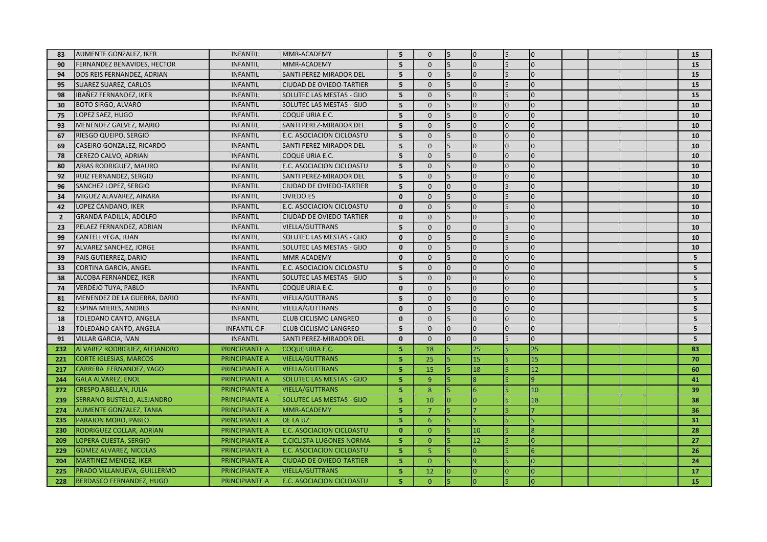| | | | | | | | | | | | | | | |
|---|---|---|---|---|---|---|---|---|---|---|---|---|---|---|
| 83 | AUMENTE GONZALEZ, IKER | INFANTIL | MMR-ACADEMY | 5 | 0 | 5 | 0 | 5 | 0 | | | | | 15 |
| 90 | FERNANDEZ BENAVIDES, HECTOR | INFANTIL | MMR-ACADEMY | 5 | 0 | 5 | 0 | 5 | 0 | | | | | 15 |
| 94 | DOS REIS FERNANDEZ, ADRIAN | INFANTIL | SANTI PEREZ-MIRADOR DEL | 5 | 0 | 5 | 0 | 5 | 0 | | | | | 15 |
| 95 | SUAREZ SUAREZ, CARLOS | INFANTIL | CIUDAD DE OVIEDO-TARTIER | 5 | 0 | 5 | 0 | 5 | 0 | | | | | 15 |
| 98 | IBAÑEZ FERNANDEZ, IKER | INFANTIL | SOLUTEC LAS MESTAS - GIJO | 5 | 0 | 5 | 0 | 5 | 0 | | | | | 15 |
| 30 | BOTO SIRGO, ALVARO | INFANTIL | SOLUTEC LAS MESTAS - GIJO | 5 | 0 | 5 | 0 | 0 | 0 | | | | | 10 |
| 75 | LOPEZ SAEZ, HUGO | INFANTIL | COQUE URIA E.C. | 5 | 0 | 5 | 0 | 0 | 0 | | | | | 10 |
| 93 | MENENDEZ GALVEZ, MARIO | INFANTIL | SANTI PEREZ-MIRADOR DEL | 5 | 0 | 5 | 0 | 0 | 0 | | | | | 10 |
| 67 | RIESGO QUEIPO, SERGIO | INFANTIL | E.C. ASOCIACION CICLOASTU | 5 | 0 | 5 | 0 | 0 | 0 | | | | | 10 |
| 69 | CASEIRO GONZALEZ, RICARDO | INFANTIL | SANTI PEREZ-MIRADOR DEL | 5 | 0 | 5 | 0 | 0 | 0 | | | | | 10 |
| 78 | CEREZO CALVO, ADRIAN | INFANTIL | COQUE URIA E.C. | 5 | 0 | 5 | 0 | 0 | 0 | | | | | 10 |
| 80 | ARIAS RODRIGUEZ, MAURO | INFANTIL | E.C. ASOCIACION CICLOASTU | 5 | 0 | 5 | 0 | 0 | 0 | | | | | 10 |
| 92 | RUIZ FERNANDEZ, SERGIO | INFANTIL | SANTI PEREZ-MIRADOR DEL | 5 | 0 | 5 | 0 | 0 | 0 | | | | | 10 |
| 96 | SANCHEZ LOPEZ, SERGIO | INFANTIL | CIUDAD DE OVIEDO-TARTIER | 5 | 0 | 0 | 0 | 5 | 0 | | | | | 10 |
| 34 | MIGUEZ ALAVAREZ, AINARA | INFANTIL | OVIEDO.ES | 0 | 0 | 5 | 0 | 5 | 0 | | | | | 10 |
| 42 | LOPEZ CANDANO, IKER | INFANTIL | E.C. ASOCIACION CICLOASTU | 0 | 0 | 5 | 0 | 5 | 0 | | | | | 10 |
| 2 | GRANDA PADILLA, ADOLFO | INFANTIL | CIUDAD DE OVIEDO-TARTIER | 0 | 0 | 5 | 0 | 5 | 0 | | | | | 10 |
| 23 | PELAEZ FERNANDEZ, ADRIAN | INFANTIL | VIELLA/GUTTRANS | 5 | 0 | 0 | 0 | 5 | 0 | | | | | 10 |
| 99 | CANTELI VEGA, JUAN | INFANTIL | SOLUTEC LAS MESTAS - GIJO | 0 | 0 | 5 | 0 | 5 | 0 | | | | | 10 |
| 97 | ALVAREZ SANCHEZ, JORGE | INFANTIL | SOLUTEC LAS MESTAS - GIJO | 0 | 0 | 5 | 0 | 5 | 0 | | | | | 10 |
| 39 | PAIS GUTIERREZ, DARIO | INFANTIL | MMR-ACADEMY | 0 | 0 | 5 | 0 | 0 | 0 | | | | | 5 |
| 33 | CORTINA GARCIA, ANGEL | INFANTIL | E.C. ASOCIACION CICLOASTU | 5 | 0 | 0 | 0 | 0 | 0 | | | | | 5 |
| 38 | ALCOBA FERNANDEZ, IKER | INFANTIL | SOLUTEC LAS MESTAS - GIJO | 5 | 0 | 0 | 0 | 0 | 0 | | | | | 5 |
| 74 | VERDEJO TUYA, PABLO | INFANTIL | COQUE URIA E.C. | 0 | 0 | 5 | 0 | 0 | 0 | | | | | 5 |
| 81 | MENENDEZ DE LA GUERRA, DARIO | INFANTIL | VIELLA/GUTTRANS | 5 | 0 | 0 | 0 | 0 | 0 | | | | | 5 |
| 82 | ESPINA MIERES, ANDRES | INFANTIL | VIELLA/GUTTRANS | 0 | 0 | 5 | 0 | 0 | 0 | | | | | 5 |
| 18 | TOLEDANO CANTO, ANGELA | INFANTIL | CLUB CICLISMO LANGREO | 0 | 0 | 5 | 0 | 0 | 0 | | | | | 5 |
| 18 | TOLEDANO CANTO, ANGELA | INFANTIL C.F | CLUB CICLISMO LANGREO | 5 | 0 | 0 | 0 | 0 | 0 | | | | | 5 |
| 91 | VILLAR GARCIA, IVAN | INFANTIL | SANTI PEREZ-MIRADOR DEL | 0 | 0 | 0 | 0 | 5 | 0 | | | | | 5 |
| 232 | ALVAREZ RODRIGUEZ, ALEJANDRO | PRINCIPIANTE A | COQUE URIA E.C. | 5 | 18 | 5 | 25 | 5 | 25 | | | | | 83 |
| 221 | CORTE IGLESIAS, MARCOS | PRINCIPIANTE A | VIELLA/GUTTRANS | 5 | 25 | 5 | 15 | 5 | 15 | | | | | 70 |
| 217 | CARRERA FERNANDEZ, YAGO | PRINCIPIANTE A | VIELLA/GUTTRANS | 5 | 15 | 5 | 18 | 5 | 12 | | | | | 60 |
| 244 | GALA ALVAREZ, ENOL | PRINCIPIANTE A | SOLUTEC LAS MESTAS - GIJO | 5 | 9 | 5 | 8 | 5 | 9 | | | | | 41 |
| 272 | CRESPO ABELLAN, JULIA | PRINCIPIANTE A | VIELLA/GUTTRANS | 5 | 8 | 5 | 6 | 5 | 10 | | | | | 39 |
| 239 | SERRANO BUSTELO, ALEJANDRO | PRINCIPIANTE A | SOLUTEC LAS MESTAS - GIJO | 5 | 10 | 0 | 0 | 5 | 18 | | | | | 38 |
| 274 | AUMENTE GONZALEZ, TANIA | PRINCIPIANTE A | MMR-ACADEMY | 5 | 7 | 5 | 7 | 5 | 7 | | | | | 36 |
| 235 | PARAJON MORO, PABLO | PRINCIPIANTE A | DE LA UZ | 5 | 6 | 5 | 5 | 5 | 5 | | | | | 31 |
| 230 | RODRIGUEZ COLLAR, ADRIAN | PRINCIPIANTE A | E.C. ASOCIACION CICLOASTU | 0 | 0 | 5 | 10 | 5 | 8 | | | | | 28 |
| 209 | LOPERA CUESTA, SERGIO | PRINCIPIANTE A | C.CICLISTA LUGONES NORMA | 5 | 0 | 5 | 12 | 5 | 0 | | | | | 27 |
| 229 | GOMEZ ALVAREZ, NICOLAS | PRINCIPIANTE A | E.C. ASOCIACION CICLOASTU | 5 | 5 | 5 | 0 | 5 | 6 | | | | | 26 |
| 204 | MARTINEZ MENDEZ, IKER | PRINCIPIANTE A | CIUDAD DE OVIEDO-TARTIER | 5 | 0 | 5 | 9 | 5 | 0 | | | | | 24 |
| 225 | PRADO VILLANUEVA, GUILLERMO | PRINCIPIANTE A | VIELLA/GUTTRANS | 5 | 12 | 0 | 0 | 0 | 0 | | | | | 17 |
| 228 | BERDASCO FERNANDEZ, HUGO | PRINCIPIANTE A | E.C. ASOCIACION CICLOASTU | 5 | 0 | 5 | 0 | 5 | 0 | | | | | 15 |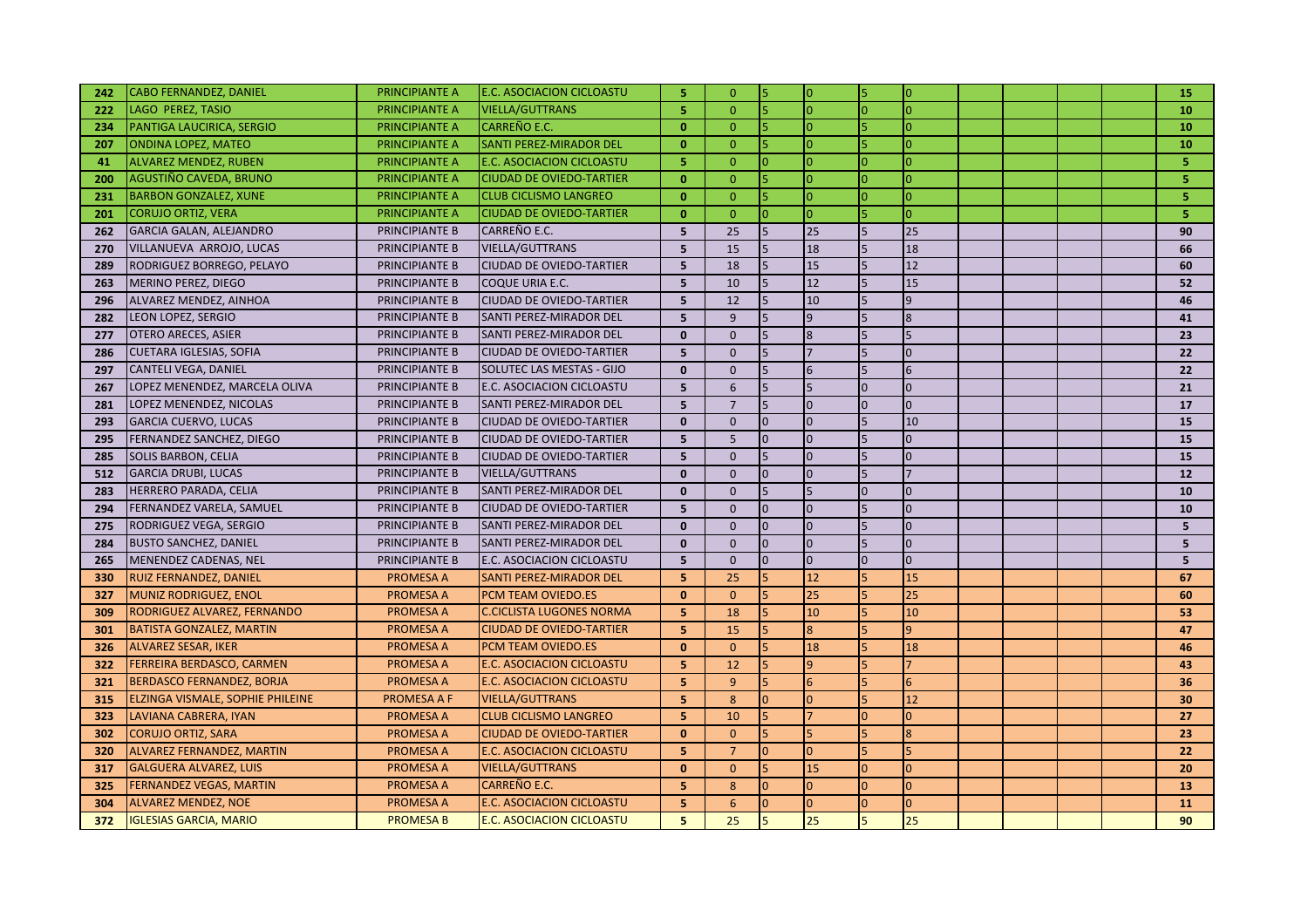| | | | | | | | | | | | | | | |
|---|---|---|---|---|---|---|---|---|---|---|---|---|---|---|
| 242 | CABO FERNANDEZ, DANIEL | PRINCIPIANTE A | E.C. ASOCIACION CICLOASTU | 5 | 0 | 5 | 0 | 5 | 0 | | | | | 15 |
| 222 | LAGO PEREZ, TASIO | PRINCIPIANTE A | VIELLA/GUTTRANS | 5 | 0 | 5 | 0 | 0 | 0 | | | | | 10 |
| 234 | PANTIGA LAUCIRICA, SERGIO | PRINCIPIANTE A | CARREÑO E.C. | 0 | 0 | 5 | 0 | 5 | 0 | | | | | 10 |
| 207 | ONDINA LOPEZ, MATEO | PRINCIPIANTE A | SANTI PEREZ-MIRADOR DEL | 0 | 0 | 5 | 0 | 5 | 0 | | | | | 10 |
| 41 | ALVAREZ MENDEZ, RUBEN | PRINCIPIANTE A | E.C. ASOCIACION CICLOASTU | 5 | 0 | 0 | 0 | 0 | 0 | | | | | 5 |
| 200 | AGUSTIÑO CAVEDA, BRUNO | PRINCIPIANTE A | CIUDAD DE OVIEDO-TARTIER | 0 | 0 | 5 | 0 | 0 | 0 | | | | | 5 |
| 231 | BARBON GONZALEZ, XUNE | PRINCIPIANTE A | CLUB CICLISMO LANGREO | 0 | 0 | 5 | 0 | 0 | 0 | | | | | 5 |
| 201 | CORUJO ORTIZ, VERA | PRINCIPIANTE A | CIUDAD DE OVIEDO-TARTIER | 0 | 0 | 0 | 0 | 5 | 0 | | | | | 5 |
| 262 | GARCIA GALAN, ALEJANDRO | PRINCIPIANTE B | CARREÑO E.C. | 5 | 25 | 5 | 25 | 5 | 25 | | | | | 90 |
| 270 | VILLANUEVA ARROJO, LUCAS | PRINCIPIANTE B | VIELLA/GUTTRANS | 5 | 15 | 5 | 18 | 5 | 18 | | | | | 66 |
| 289 | RODRIGUEZ BORREGO, PELAYO | PRINCIPIANTE B | CIUDAD DE OVIEDO-TARTIER | 5 | 18 | 5 | 15 | 5 | 12 | | | | | 60 |
| 263 | MERINO PEREZ, DIEGO | PRINCIPIANTE B | COQUE URIA E.C. | 5 | 10 | 5 | 12 | 5 | 15 | | | | | 52 |
| 296 | ALVAREZ MENDEZ, AINHOA | PRINCIPIANTE B | CIUDAD DE OVIEDO-TARTIER | 5 | 12 | 5 | 10 | 5 | 9 | | | | | 46 |
| 282 | LEON LOPEZ, SERGIO | PRINCIPIANTE B | SANTI PEREZ-MIRADOR DEL | 5 | 9 | 5 | 9 | 5 | 8 | | | | | 41 |
| 277 | OTERO ARECES, ASIER | PRINCIPIANTE B | SANTI PEREZ-MIRADOR DEL | 0 | 0 | 5 | 8 | 5 | 5 | | | | | 23 |
| 286 | CUETARA IGLESIAS, SOFIA | PRINCIPIANTE B | CIUDAD DE OVIEDO-TARTIER | 5 | 0 | 5 | 7 | 5 | 0 | | | | | 22 |
| 297 | CANTELI VEGA, DANIEL | PRINCIPIANTE B | SOLUTEC LAS MESTAS - GIJO | 0 | 0 | 5 | 6 | 5 | 6 | | | | | 22 |
| 267 | LOPEZ MENENDEZ, MARCELA OLIVA | PRINCIPIANTE B | E.C. ASOCIACION CICLOASTU | 5 | 6 | 5 | 5 | 0 | 0 | | | | | 21 |
| 281 | LOPEZ MENENDEZ, NICOLAS | PRINCIPIANTE B | SANTI PEREZ-MIRADOR DEL | 5 | 7 | 5 | 0 | 0 | 0 | | | | | 17 |
| 293 | GARCIA CUERVO, LUCAS | PRINCIPIANTE B | CIUDAD DE OVIEDO-TARTIER | 0 | 0 | 0 | 0 | 5 | 10 | | | | | 15 |
| 295 | FERNANDEZ SANCHEZ, DIEGO | PRINCIPIANTE B | CIUDAD DE OVIEDO-TARTIER | 5 | 5 | 0 | 0 | 5 | 0 | | | | | 15 |
| 285 | SOLIS BARBON, CELIA | PRINCIPIANTE B | CIUDAD DE OVIEDO-TARTIER | 5 | 0 | 5 | 0 | 5 | 0 | | | | | 15 |
| 512 | GARCIA DRUBI, LUCAS | PRINCIPIANTE B | VIELLA/GUTTRANS | 0 | 0 | 0 | 0 | 5 | 7 | | | | | 12 |
| 283 | HERRERO PARADA, CELIA | PRINCIPIANTE B | SANTI PEREZ-MIRADOR DEL | 0 | 0 | 5 | 5 | 0 | 0 | | | | | 10 |
| 294 | FERNANDEZ VARELA, SAMUEL | PRINCIPIANTE B | CIUDAD DE OVIEDO-TARTIER | 5 | 0 | 0 | 0 | 5 | 0 | | | | | 10 |
| 275 | RODRIGUEZ VEGA, SERGIO | PRINCIPIANTE B | SANTI PEREZ-MIRADOR DEL | 0 | 0 | 0 | 0 | 5 | 0 | | | | | 5 |
| 284 | BUSTO SANCHEZ, DANIEL | PRINCIPIANTE B | SANTI PEREZ-MIRADOR DEL | 0 | 0 | 0 | 0 | 5 | 0 | | | | | 5 |
| 265 | MENENDEZ CADENAS, NEL | PRINCIPIANTE B | E.C. ASOCIACION CICLOASTU | 5 | 0 | 0 | 0 | 0 | 0 | | | | | 5 |
| 330 | RUIZ FERNANDEZ, DANIEL | PROMESA A | SANTI PEREZ-MIRADOR DEL | 5 | 25 | 5 | 12 | 5 | 15 | | | | | 67 |
| 327 | MUNIZ RODRIGUEZ, ENOL | PROMESA A | PCM TEAM OVIEDO.ES | 0 | 0 | 5 | 25 | 5 | 25 | | | | | 60 |
| 309 | RODRIGUEZ ALVAREZ, FERNANDO | PROMESA A | C.CICLISTA LUGONES NORMA | 5 | 18 | 5 | 10 | 5 | 10 | | | | | 53 |
| 301 | BATISTA GONZALEZ, MARTIN | PROMESA A | CIUDAD DE OVIEDO-TARTIER | 5 | 15 | 5 | 8 | 5 | 9 | | | | | 47 |
| 326 | ALVAREZ SESAR, IKER | PROMESA A | PCM TEAM OVIEDO.ES | 0 | 0 | 5 | 18 | 5 | 18 | | | | | 46 |
| 322 | FERREIRA BERDASCO, CARMEN | PROMESA A | E.C. ASOCIACION CICLOASTU | 5 | 12 | 5 | 9 | 5 | 7 | | | | | 43 |
| 321 | BERDASCO FERNANDEZ, BORJA | PROMESA A | E.C. ASOCIACION CICLOASTU | 5 | 9 | 5 | 6 | 5 | 6 | | | | | 36 |
| 315 | ELZINGA VISMALE, SOPHIE PHILEINE | PROMESA A F | VIELLA/GUTTRANS | 5 | 8 | 0 | 0 | 5 | 12 | | | | | 30 |
| 323 | LAVIANA CABRERA, IYAN | PROMESA A | CLUB CICLISMO LANGREO | 5 | 10 | 5 | 7 | 0 | 0 | | | | | 27 |
| 302 | CORUJO ORTIZ, SARA | PROMESA A | CIUDAD DE OVIEDO-TARTIER | 0 | 0 | 5 | 5 | 5 | 8 | | | | | 23 |
| 320 | ALVAREZ FERNANDEZ, MARTIN | PROMESA A | E.C. ASOCIACION CICLOASTU | 5 | 7 | 0 | 0 | 5 | 5 | | | | | 22 |
| 317 | GALGUERA ALVAREZ, LUIS | PROMESA A | VIELLA/GUTTRANS | 0 | 0 | 5 | 15 | 0 | 0 | | | | | 20 |
| 325 | FERNANDEZ VEGAS, MARTIN | PROMESA A | CARREÑO E.C. | 5 | 8 | 0 | 0 | 0 | 0 | | | | | 13 |
| 304 | ALVAREZ MENDEZ, NOE | PROMESA A | E.C. ASOCIACION CICLOASTU | 5 | 6 | 0 | 0 | 0 | 0 | | | | | 11 |
| 372 | IGLESIAS GARCIA, MARIO | PROMESA B | E.C. ASOCIACION CICLOASTU | 5 | 25 | 5 | 25 | 5 | 25 | | | | | 90 |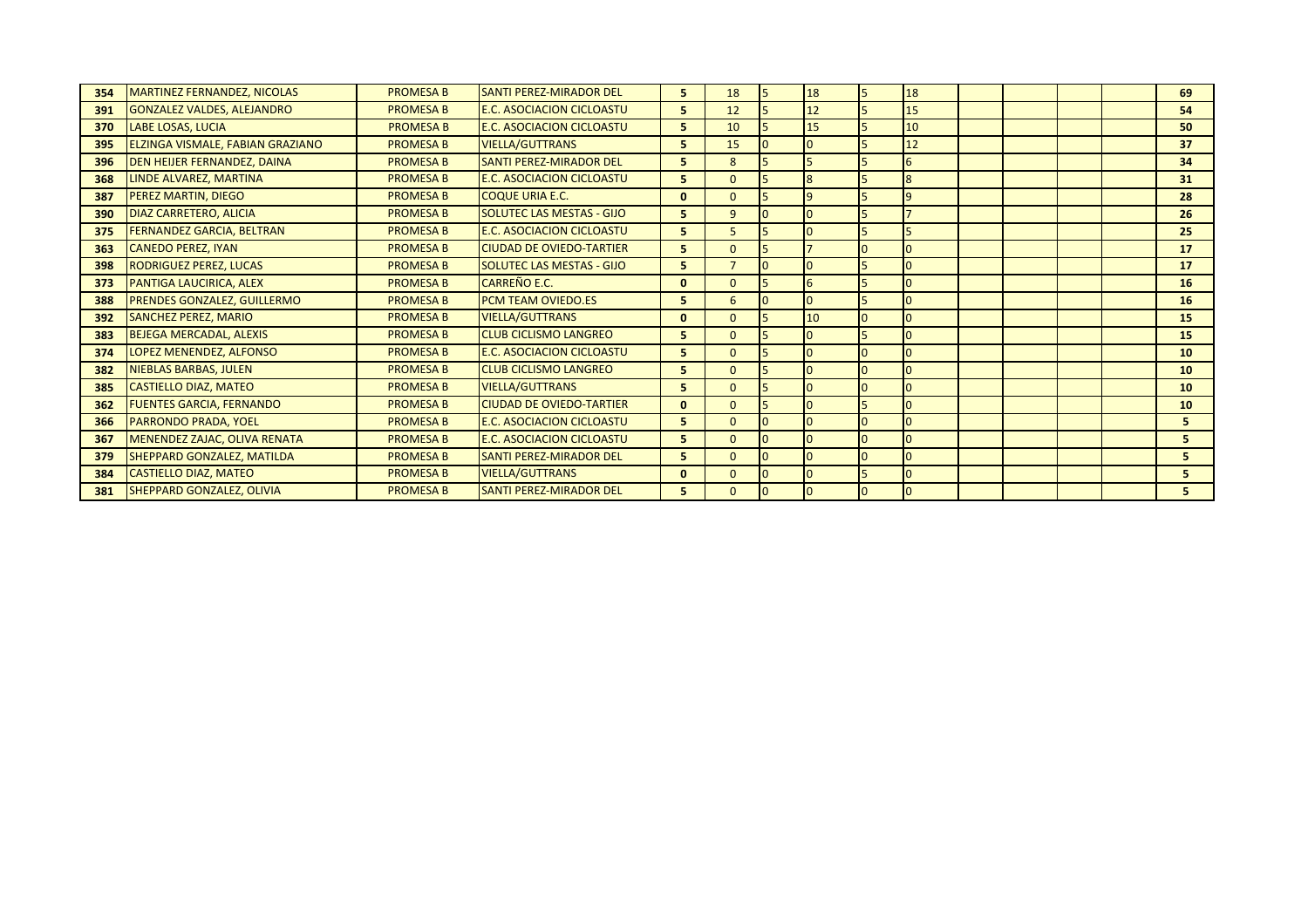| | | | | | | | | | | | | | | |
|---|---|---|---|---|---|---|---|---|---|---|---|---|---|---|
| 354 | MARTINEZ FERNANDEZ, NICOLAS | PROMESA B | SANTI PEREZ-MIRADOR DEL | 5 | 18 | 5 | 18 | 5 | 18 | | | | | 69 |
| 391 | GONZALEZ VALDES, ALEJANDRO | PROMESA B | E.C. ASOCIACION CICLOASTU | 5 | 12 | 5 | 12 | 5 | 15 | | | | | 54 |
| 370 | LABE LOSAS, LUCIA | PROMESA B | E.C. ASOCIACION CICLOASTU | 5 | 10 | 5 | 15 | 5 | 10 | | | | | 50 |
| 395 | ELZINGA VISMALE, FABIAN GRAZIANO | PROMESA B | VIELLA/GUTTRANS | 5 | 15 | 0 | 0 | 5 | 12 | | | | | 37 |
| 396 | DEN HEIJER FERNANDEZ, DAINA | PROMESA B | SANTI PEREZ-MIRADOR DEL | 5 | 8 | 5 | 5 | 5 | 6 | | | | | 34 |
| 368 | LINDE ALVAREZ, MARTINA | PROMESA B | E.C. ASOCIACION CICLOASTU | 5 | 0 | 5 | 8 | 5 | 8 | | | | | 31 |
| 387 | PEREZ MARTIN, DIEGO | PROMESA B | COQUE URIA E.C. | 0 | 0 | 5 | 9 | 5 | 9 | | | | | 28 |
| 390 | DIAZ CARRETERO, ALICIA | PROMESA B | SOLUTEC LAS MESTAS - GIJO | 5 | 9 | 0 | 0 | 5 | 7 | | | | | 26 |
| 375 | FERNANDEZ GARCIA, BELTRAN | PROMESA B | E.C. ASOCIACION CICLOASTU | 5 | 5 | 5 | 0 | 5 | 5 | | | | | 25 |
| 363 | CANEDO PEREZ, IYAN | PROMESA B | CIUDAD DE OVIEDO-TARTIER | 5 | 0 | 5 | 7 | 0 | 0 | | | | | 17 |
| 398 | RODRIGUEZ PEREZ, LUCAS | PROMESA B | SOLUTEC LAS MESTAS - GIJO | 5 | 7 | 0 | 0 | 5 | 0 | | | | | 17 |
| 373 | PANTIGA LAUCIRICA, ALEX | PROMESA B | CARREÑO E.C. | 0 | 0 | 5 | 6 | 5 | 0 | | | | | 16 |
| 388 | PRENDES GONZALEZ, GUILLERMO | PROMESA B | PCM TEAM OVIEDO.ES | 5 | 6 | 0 | 0 | 5 | 0 | | | | | 16 |
| 392 | SANCHEZ PEREZ, MARIO | PROMESA B | VIELLA/GUTTRANS | 0 | 0 | 5 | 10 | 0 | 0 | | | | | 15 |
| 383 | BEJEGA MERCADAL, ALEXIS | PROMESA B | CLUB CICLISMO LANGREO | 5 | 0 | 5 | 0 | 5 | 0 | | | | | 15 |
| 374 | LOPEZ MENENDEZ, ALFONSO | PROMESA B | E.C. ASOCIACION CICLOASTU | 5 | 0 | 5 | 0 | 0 | 0 | | | | | 10 |
| 382 | NIEBLAS BARBAS, JULEN | PROMESA B | CLUB CICLISMO LANGREO | 5 | 0 | 5 | 0 | 0 | 0 | | | | | 10 |
| 385 | CASTIELLO DIAZ, MATEO | PROMESA B | VIELLA/GUTTRANS | 5 | 0 | 5 | 0 | 0 | 0 | | | | | 10 |
| 362 | FUENTES GARCIA, FERNANDO | PROMESA B | CIUDAD DE OVIEDO-TARTIER | 0 | 0 | 5 | 0 | 5 | 0 | | | | | 10 |
| 366 | PARRONDO PRADA, YOEL | PROMESA B | E.C. ASOCIACION CICLOASTU | 5 | 0 | 0 | 0 | 0 | 0 | | | | | 5 |
| 367 | MENENDEZ ZAJAC, OLIVA RENATA | PROMESA B | E.C. ASOCIACION CICLOASTU | 5 | 0 | 0 | 0 | 0 | 0 | | | | | 5 |
| 379 | SHEPPARD GONZALEZ, MATILDA | PROMESA B | SANTI PEREZ-MIRADOR DEL | 5 | 0 | 0 | 0 | 0 | 0 | | | | | 5 |
| 384 | CASTIELLO DIAZ, MATEO | PROMESA B | VIELLA/GUTTRANS | 0 | 0 | 0 | 0 | 5 | 0 | | | | | 5 |
| 381 | SHEPPARD GONZALEZ, OLIVIA | PROMESA B | SANTI PEREZ-MIRADOR DEL | 5 | 0 | 0 | 0 | 0 | 0 | | | | | 5 |